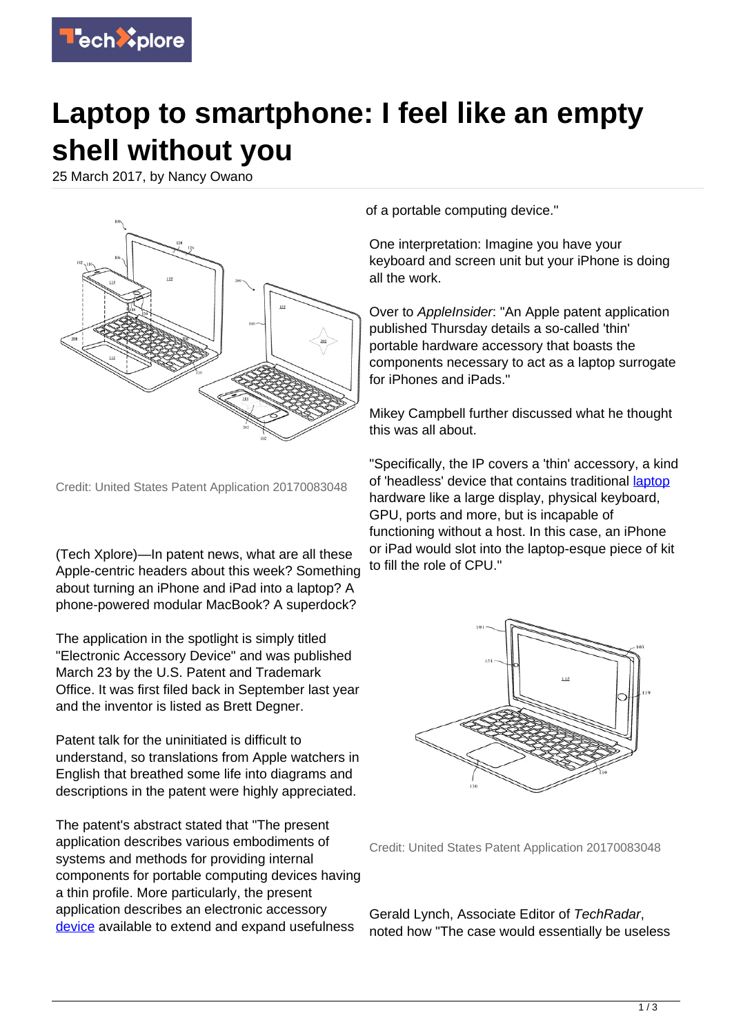# Laptop to smartphone: I feel like an empty shell without you

25 March 2017, by Nancy Owano

Credit: United States Patent Application 20170083048

(Tech Xplore)—In patent news, what are all these Apple-centric headers about this week? Something about turning an iPhone and iPad into a laptop? A phone-powered modular MacBook? A superdock?

The application in the spotlight is simply titled "Electronic Accessory Device" and was published March 23 by the U.S. Patent and Trademark Office. It was first filed back in September last year and the inventor is listed as Brett Degner.

Patent talk for the uninitiated is difficult to understand, so translations from Apple watchers in English that breathed some life into diagrams and descriptions in the patent were highly appreciated.

The patent's abstract stated that "The present application describes various embodiments of systems and methods for providing internal components for portable computing devices having a thin profile. More particularly, the present application describes an electronic accessory device available to extend and expand usefulness of a portable computing device."

One interpretation: Imagine you have your keyboard and screen unit but your iPhone is doing all the work.

Over to *AppleInsider*: "An Apple patent application published Thursday details a so-called 'thin' portable hardware accessory that boasts the components necessary to act as a laptop surrogate for iPhones and iPads."

Mikey Campbell further discussed what he thought this was all about.

"Specifically, the IP covers a 'thin' accessory, a kind of 'headless' device that contains traditional laptop hardware like a large display, physical keyboard, GPU, ports and more, but is incapable of functioning without a host. In this case, an iPhone or iPad would slot into the laptop-esque piece of kit to fill the role of CPU."

Credit: United States Patent Application 20170083048

Gerald Lynch, Associate Editor of *TechRadar*, noted how "The case would essentially be useless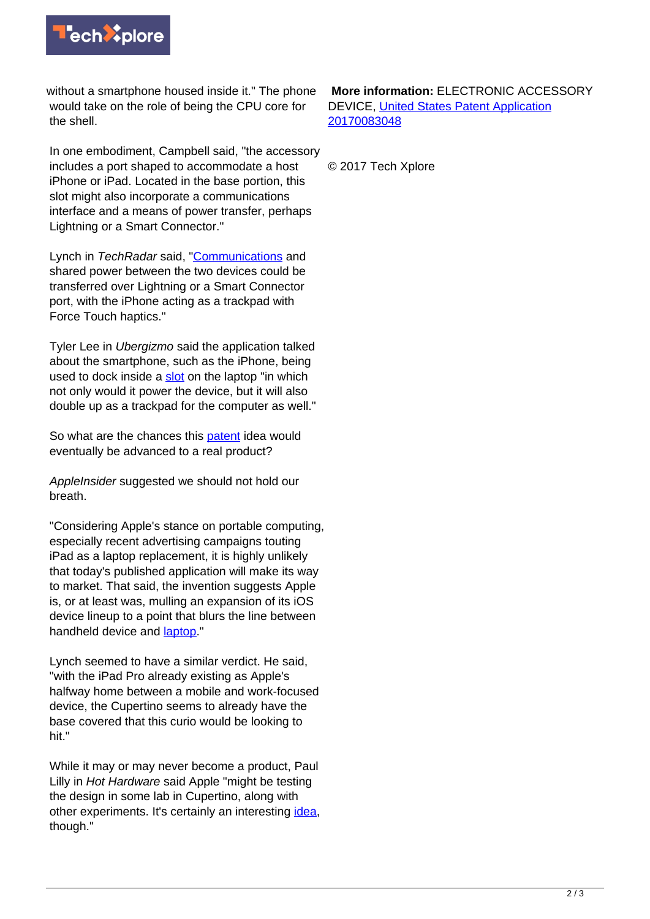without a smartphone housed inside it." The phone would take on the role of being the CPU core for the shell.

In one embodiment, Campbell said, "the accessory includes a port shaped to accommodate a host iPhone or iPad. Located in the base portion, this slot might also incorporate a communications interface and a means of power transfer, perhaps Lightning or a Smart Connector."

Lynch in *TechRadar* said, "Communications and shared power between the two devices could be transferred over Lightning or a Smart Connector port, with the iPhone acting as a trackpad with Force Touch haptics."

Tyler Lee in *Ubergizmo* said the application talked about the smartphone, such as the iPhone, being used to dock inside a slot on the laptop "in which not only would it power the device, but it will also double up as a trackpad for the computer as well."

So what are the chances this patent idea would eventually be advanced to a real product?

*AppleInsider* suggested we should not hold our breath.

"Considering Apple's stance on portable computing, especially recent advertising campaigns touting iPad as a laptop replacement, it is highly unlikely that today's published application will make its way to market. That said, the invention suggests Apple is, or at least was, mulling an expansion of its iOS device lineup to a point that blurs the line between handheld device and laptop."

Lynch seemed to have a similar verdict. He said, "with the iPad Pro already existing as Apple's halfway home between a mobile and work-focused device, the Cupertino seems to already have the base covered that this curio would be looking to hit."

While it may or may never become a product, Paul Lilly in *Hot Hardware* said Apple "might be testing the design in some lab in Cupertino, along with other experiments. It's certainly an interesting idea, though."

**More information:** ELECTRONIC ACCESSORY DEVICE, United States Patent Application 20170083048

© 2017 Tech Xplore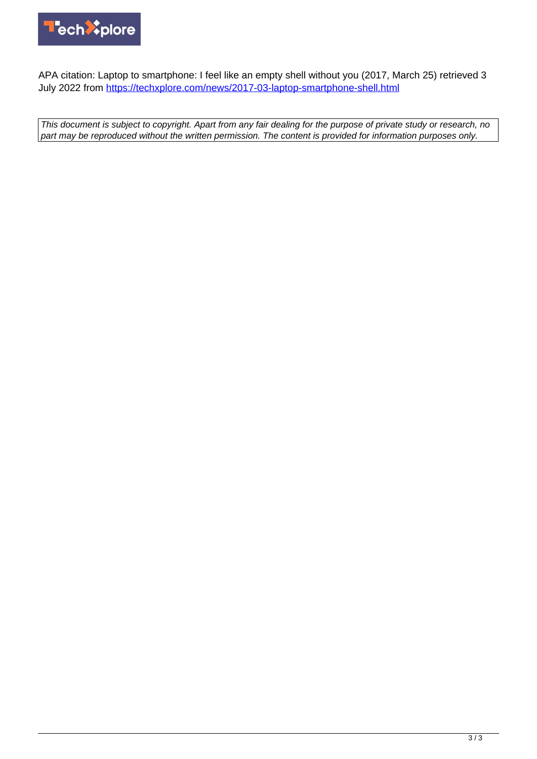APA citation: Laptop to smartphone: I feel like an empty shell without you (2017, March 25) retrieved 3 July 2022 from https://techxplore.com/news/2017-03-laptop-smartphone-shell.html

*This document is subject to copyright. Apart from any fair dealing for the purpose of private study or research, no part may be reproduced without the written permission. The content is provided for information purposes only.*